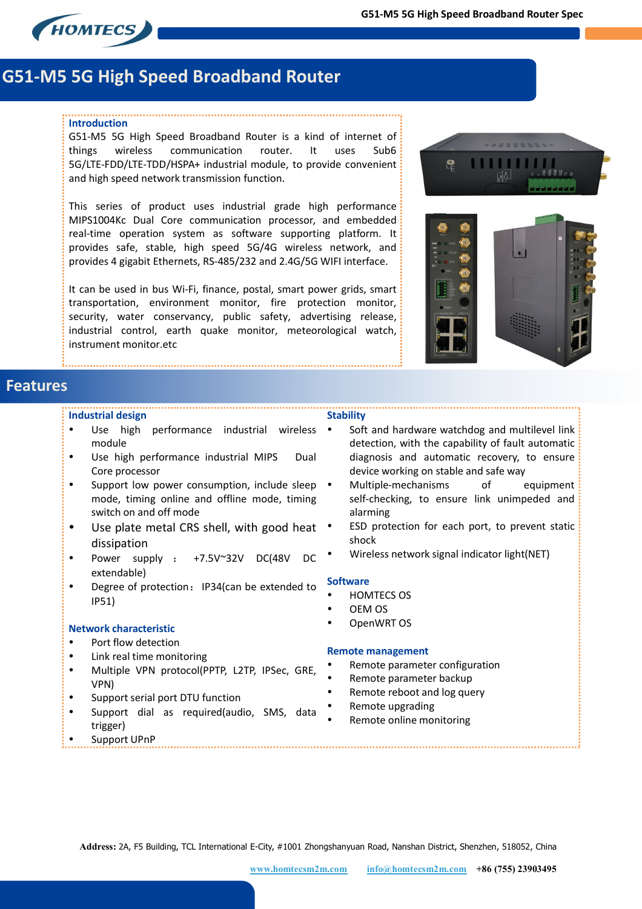# G51-M5 5G High Speed Broadband Router

### Introduction

G51-M5 5G High Speed Broadband Router is a kind of internet of things wireless communication router. It uses Sub6 5G/LTE-FDD/LTE-TDD/HSPA+ industrial module, to provide convenient and high speed network transmission function.

This series of product uses industrial grade high performance MIPS1004Kc Dual Core communication processor, and embedded real-time operation system as software supporting platform. It provides safe, stable, high speed 5G/4G wireless network, and provides 4 gigabit Ethernets, RS-485/232 and 2.4G/5G WIFI interface.

It can be used in bus Wi-Fi, finance, postal, smart power grids, smart transportation, environment monitor, fire protection monitor, security, water conservancy, public safety, advertising release, industrial control, earth quake monitor, meteorological watch, instrument monitor.etc

## Features

### Industrial design

- Use high performance industrial wireless module
- Use high performance industrial MIPS Dual Core processor
- Support low power consumption, include sleep mode, timing online and offline mode, timing switch on and off mode
- Use plate metal CRS shell, with good heat dissipation
- Power supply ： +7.5V~32V DC(48V DC extendable)
- Degree of protection：IP34(can be extended to IP51)

### Network characteristic

- Port flow detection
- Link real time monitoring
- Multiple VPN protocol(PPTP, L2TP, IPSec, GRE, VPN)
- Support serial port DTU function
- Support dial as required(audio, SMS, data trigger)
- Support UPnP

### Stability

- Soft and hardware watchdog and multilevel link detection, with the capability of fault automatic diagnosis and automatic recovery, to ensure device working on stable and safe way
- Multiple-mechanisms of equipment self-checking, to ensure link unimpeded and alarming
- ESD protection for each port, to prevent static shock
- Wireless network signal indicator light(NET)

### Software

- HOMTECS OS
- OEM OS
- OpenWRT OS

### Remote management

- Remote parameter configuration
- Remote parameter backup
- Remote reboot and log query
- Remote upgrading
- Remote online monitoring

**Address:** 2A, F5 Building, TCL International E-City, #1001 Zhongshanyuan Road, Nanshan District, Shenzhen, 518052, China

www.homtecsm2m.com    info@homtecsm2m.com    +86 (755) 23903495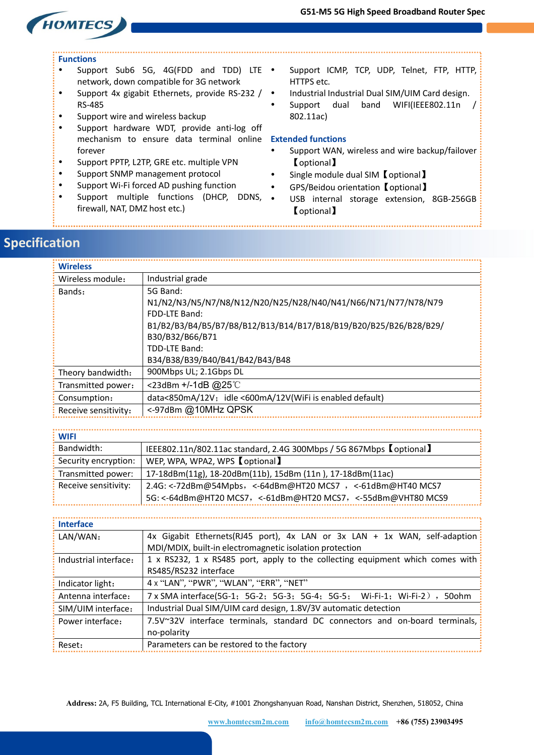### Functions

- Support Sub6 5G, 4G(FDD and TDD) LTE network, down compatible for 3G network
- Support 4x gigabit Ethernets, provide RS-232 / RS-485
- Support wire and wireless backup
- Support hardware WDT, provide anti-log off mechanism to ensure data terminal online forever
- Support PPTP, L2TP, GRE etc. multiple VPN
- Support SNMP management protocol
- Support Wi-Fi forced AD pushing function
- Support multiple functions (DHCP, DDNS, firewall, NAT, DMZ host etc.)
- Support ICMP, TCP, UDP, Telnet, FTP, HTTP, HTTPS etc.
- Industrial Industrial Dual SIM/UIM Card design.
- Support dual band WIFI(IEEE802.11n / 802.11ac)

### Extended functions

- Support WAN, wireless and wire backup/failover 【optional】
- Single module dual SIM【optional】
- GPS/Beidou orientation【optional】
- USB internal storage extension, 8GB-256GB 【optional】

## Specification

| Wireless | |
|---|---|
| Wireless module： | Industrial grade |
| Bands： | 5G Band:<br>N1/N2/N3/N5/N7/N8/N12/N20/N25/N28/N40/N41/N66/N71/N77/N78/N79<br>FDD-LTE Band:<br>B1/B2/B3/B4/B5/B7/B8/B12/B13/B14/B17/B18/B19/B20/B25/B26/B28/B29/<br>B30/B32/B66/B71<br>TDD-LTE Band:<br>B34/B38/B39/B40/B41/B42/B43/B48 |
| Theory bandwidth： | 900Mbps UL; 2.1Gbps DL |
| Transmitted power： | <23dBm +/-1dB @25℃ |
| Consumption： | data<850mA/12V； idle <600mA/12V(WiFi is enabled default) |
| Receive sensitivity： | <-97dBm @10MHz QPSK |

| WIFI | |
|---|---|
| Bandwidth: | IEEE802.11n/802.11ac standard, 2.4G 300Mbps / 5G 867Mbps【optional】 |
| Security encryption: | WEP, WPA, WPA2, WPS【optional】 |
| Transmitted power: | 17-18dBm(11g), 18-20dBm(11b), 15dBm (11n ), 17-18dBm(11ac) |
| Receive sensitivity: | 2.4G: <-72dBm@54Mpbs， <-64dBm@HT20 MCS7 ， <-61dBm@HT40 MCS7<br>5G: <-64dBm@HT20 MCS7， <-61dBm@HT20 MCS7， <-55dBm@VHT80 MCS9 |

| Interface | |
|---|---|
| LAN/WAN： | 4x Gigabit Ethernets(RJ45 port), 4x LAN or 3x LAN + 1x WAN, self-adaption MDI/MDIX, built-in electromagnetic isolation protection |
| Industrial interface： | 1 x RS232, 1 x RS485 port, apply to the collecting equipment which comes with RS485/RS232 interface |
| Indicator light： | 4 x "LAN", "PWR", "WLAN", "ERR", "NET" |
| Antenna interface： | 7 x SMA interface(5G-1； 5G-2； 5G-3； 5G-4； 5G-5； Wi-Fi-1； Wi-Fi-2）， 50ohm |
| SIM/UIM interface： | Industrial Dual SIM/UIM card design, 1.8V/3V automatic detection |
| Power interface： | 7.5V~32V interface terminals, standard DC connectors and on-board terminals, no-polarity |
| Reset： | Parameters can be restored to the factory |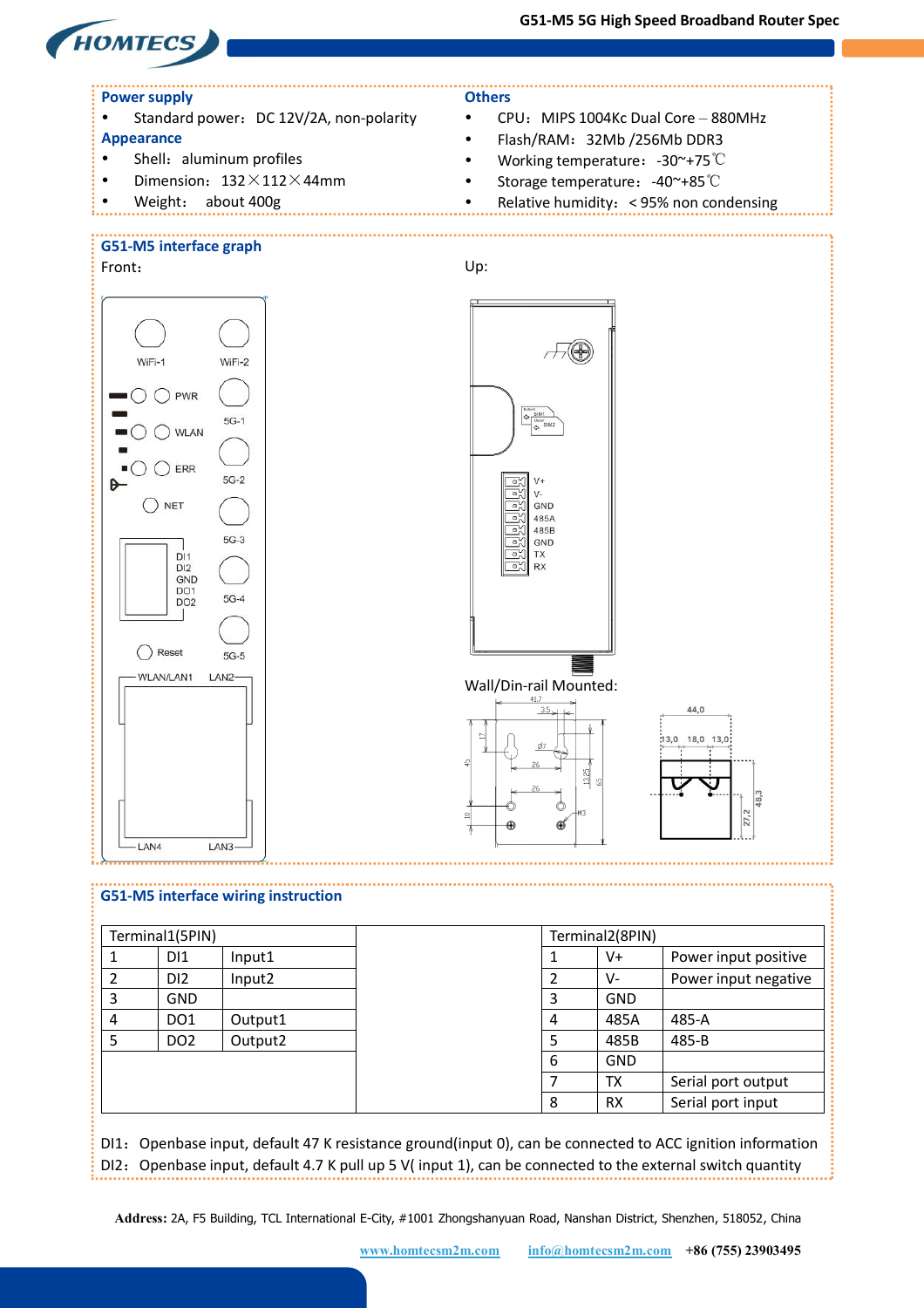## Power supply

- Standard power：DC 12V/2A, non-polarity

## Appearance

- Shell：aluminum profiles
- Dimension：132×112×44mm
- Weight： about 400g

## Others

- CPU：MIPS 1004Kc Dual Core – 880MHz
- Flash/RAM：32Mb /256Mb DDR3
- Working temperature：-30~+75℃
- Storage temperature：-40~+85℃
- Relative humidity：< 95% non condensing

## G51-M5 interface graph

Front：

Up:

Wall/Din-rail Mounted:

## G51-M5 interface wiring instruction

| Terminal1(5PIN) | | | | Terminal2(8PIN) | | |
|---|---|---|---|---|---|---|
| 1 | DI1 | Input1 | | 1 | V+ | Power input positive |
| 2 | DI2 | Input2 | | 2 | V- | Power input negative |
| 3 | GND | | | 3 | GND | |
| 4 | DO1 | Output1 | | 4 | 485A | 485-A |
| 5 | DO2 | Output2 | | 5 | 485B | 485-B |
| | | | | 6 | GND | |
| | | | | 7 | TX | Serial port output |
| | | | | 8 | RX | Serial port input |

DI1：Openbase input, default 47 K resistance ground(input 0), can be connected to ACC ignition information

DI2：Openbase input, default 4.7 K pull up 5 V( input 1), can be connected to the external switch quantity

**Address:** 2A, F5 Building, TCL International E-City, #1001 Zhongshanyuan Road, Nanshan District, Shenzhen, 518052, China

www.homtecsm2m.com info@homtecsm2m.com +86 (755) 23903495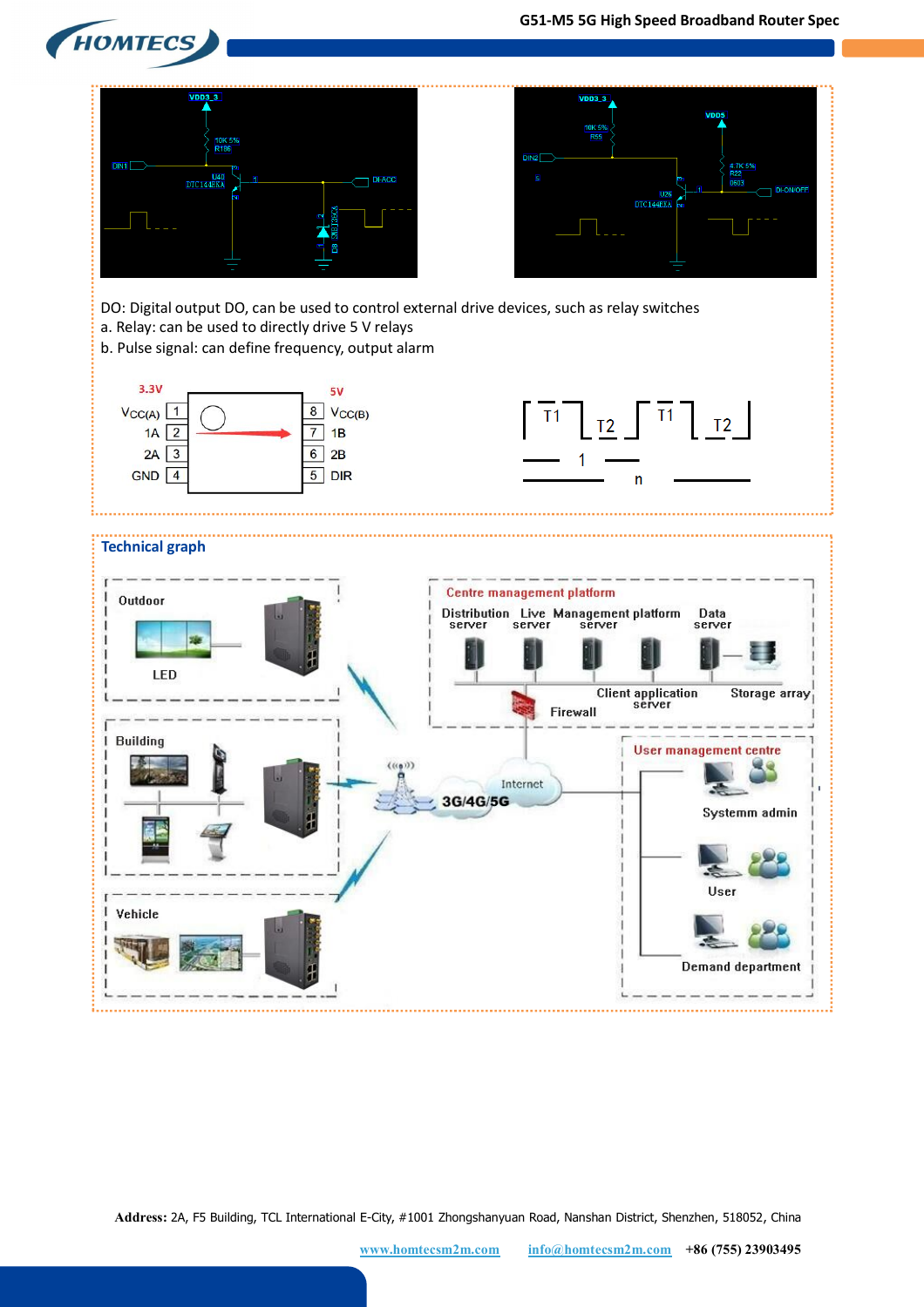VDD3_3

10K 5%
R186

DIN1

U40
DTC144EKA

DI-ACC

D8 SMBJ36CA

VDD3_3

10K 5%
R55

VDD5

DIN2

4.7K 5%
R22
0603

U26
DTC144EKA

DI-ON/OFF

DO: Digital output DO, can be used to control external drive devices, such as relay switches

a. Relay: can be used to directly drive 5 V relays

b. Pulse signal: can define frequency, output alarm

3.3V

5V

VCC(A) 1

1A 2

2A 3

GND 4

8 VCC(B)

7 1B

6 2B

5 DIR

T1 T2 T1 T2

1

n

## Technical graph

Outdoor

LED

Building

Vehicle

3G/4G/5G

Internet

Centre management platform

Distribution server

Live server

Management platform server

Data server

Client application server

Storage array

Firewall

User management centre

Systemm admin

User

Demand department

**Address:** 2A, F5 Building, TCL International E-City, #1001 Zhongshanyuan Road, Nanshan District, Shenzhen, 518052, China

www.homtecsm2m.com info@homtecsm2m.com +86 (755) 23903495